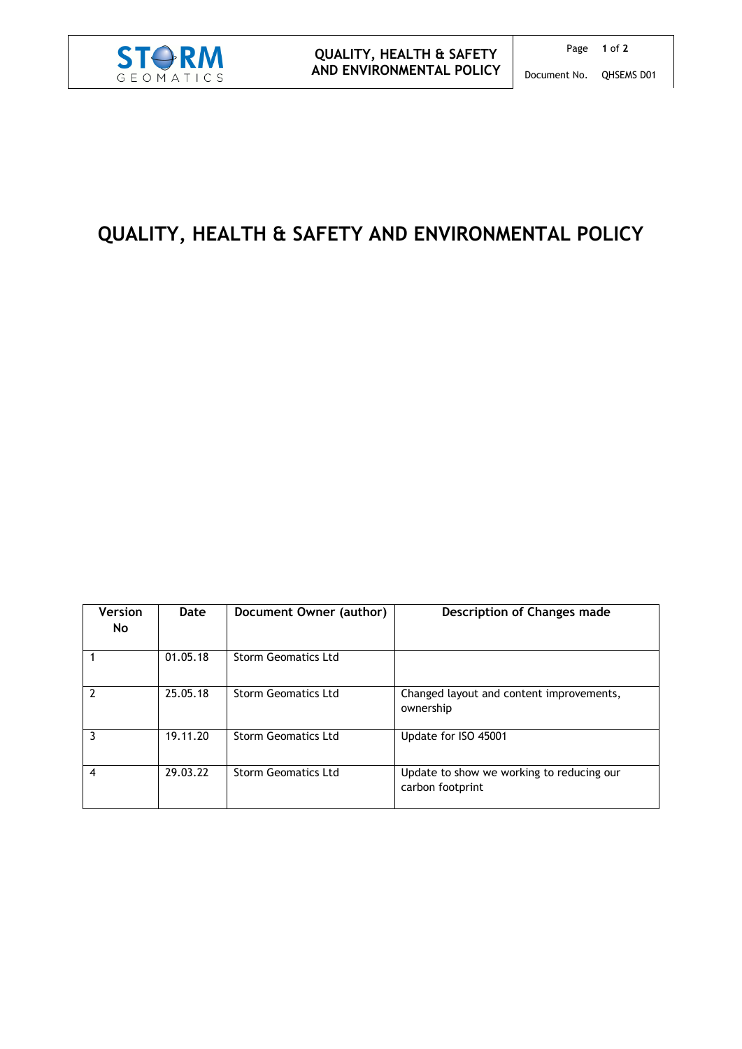# QUALITY, HEALTH & SAFETY AND ENVIRONMENTAL POLICY

| Version No | Date | Document Owner (author) | Description of Changes made |
|---|---|---|---|
| 1 | 01.05.18 | Storm Geomatics Ltd | |
| 2 | 25.05.18 | Storm Geomatics Ltd | Changed layout and content improvements, ownership |
| 3 | 19.11.20 | Storm Geomatics Ltd | Update for ISO 45001 |
| 4 | 29.03.22 | Storm Geomatics Ltd | Update to show we working to reducing our carbon footprint |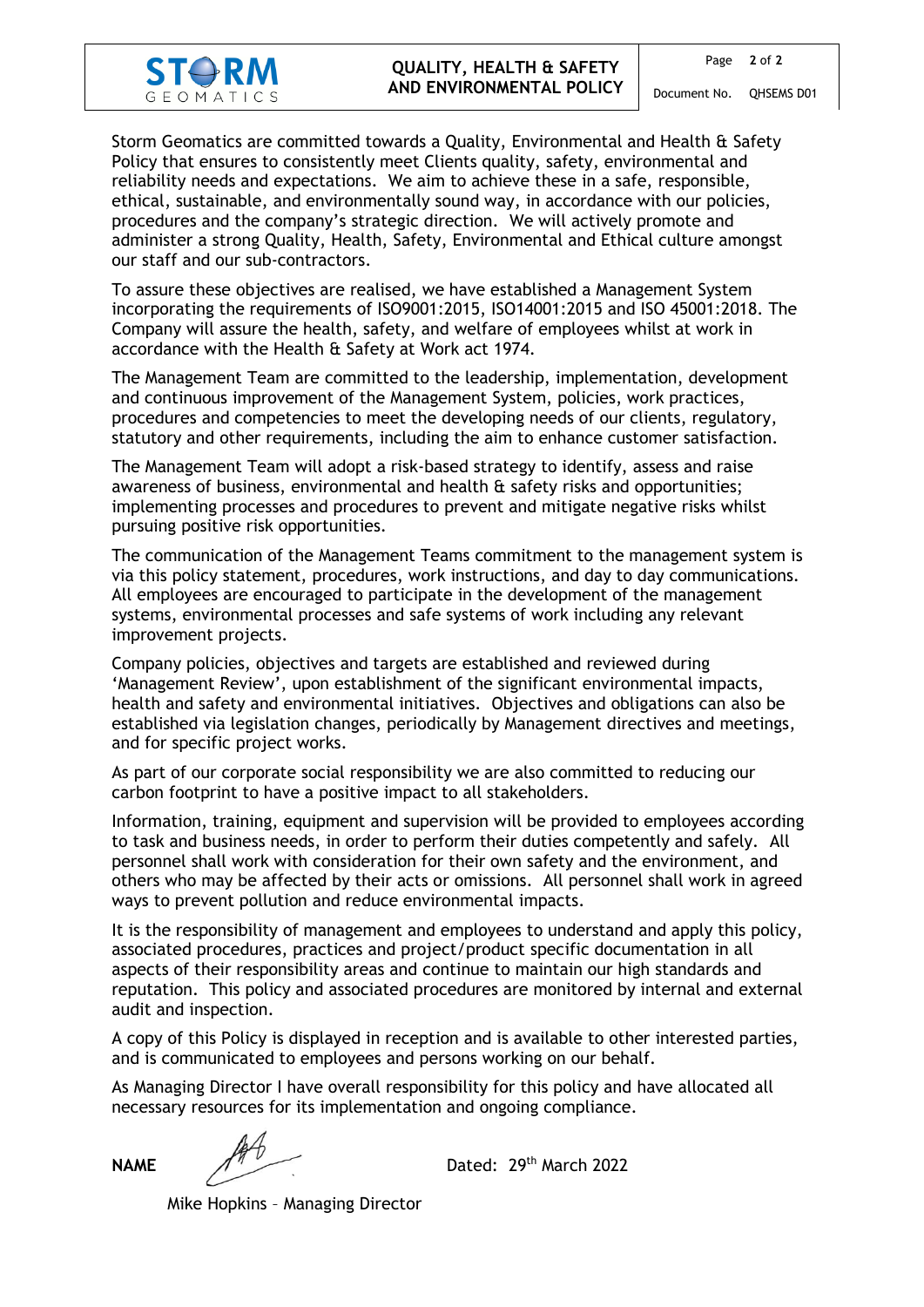Storm Geomatics are committed towards a Quality, Environmental and Health & Safety Policy that ensures to consistently meet Clients quality, safety, environmental and reliability needs and expectations. We aim to achieve these in a safe, responsible, ethical, sustainable, and environmentally sound way, in accordance with our policies, procedures and the company's strategic direction. We will actively promote and administer a strong Quality, Health, Safety, Environmental and Ethical culture amongst our staff and our sub-contractors.

To assure these objectives are realised, we have established a Management System incorporating the requirements of ISO9001:2015, ISO14001:2015 and ISO 45001:2018. The Company will assure the health, safety, and welfare of employees whilst at work in accordance with the Health & Safety at Work act 1974.

The Management Team are committed to the leadership, implementation, development and continuous improvement of the Management System, policies, work practices, procedures and competencies to meet the developing needs of our clients, regulatory, statutory and other requirements, including the aim to enhance customer satisfaction.

The Management Team will adopt a risk-based strategy to identify, assess and raise awareness of business, environmental and health & safety risks and opportunities; implementing processes and procedures to prevent and mitigate negative risks whilst pursuing positive risk opportunities.

The communication of the Management Teams commitment to the management system is via this policy statement, procedures, work instructions, and day to day communications. All employees are encouraged to participate in the development of the management systems, environmental processes and safe systems of work including any relevant improvement projects.

Company policies, objectives and targets are established and reviewed during 'Management Review', upon establishment of the significant environmental impacts, health and safety and environmental initiatives. Objectives and obligations can also be established via legislation changes, periodically by Management directives and meetings, and for specific project works.

As part of our corporate social responsibility we are also committed to reducing our carbon footprint to have a positive impact to all stakeholders.

Information, training, equipment and supervision will be provided to employees according to task and business needs, in order to perform their duties competently and safely. All personnel shall work with consideration for their own safety and the environment, and others who may be affected by their acts or omissions. All personnel shall work in agreed ways to prevent pollution and reduce environmental impacts.

It is the responsibility of management and employees to understand and apply this policy, associated procedures, practices and project/product specific documentation in all aspects of their responsibility areas and continue to maintain our high standards and reputation. This policy and associated procedures are monitored by internal and external audit and inspection.

A copy of this Policy is displayed in reception and is available to other interested parties, and is communicated to employees and persons working on our behalf.

As Managing Director I have overall responsibility for this policy and have allocated all necessary resources for its implementation and ongoing compliance.

**NAME** Dated: 29th March 2022

Mike Hopkins – Managing Director